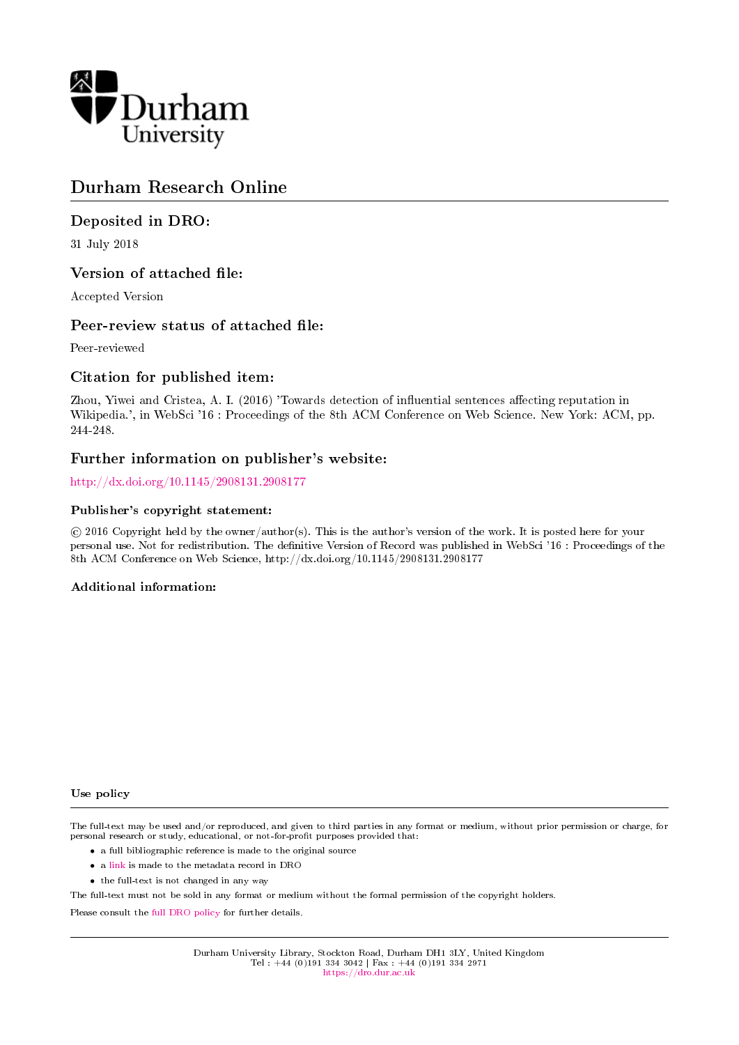Durham University

# Durham Research Online

## Deposited in DRO:

31 July 2018

## Version of attached file:

Accepted Version

## Peer-review status of attached file:

Peer-reviewed

## Citation for published item:

Zhou, Yiwei and Cristea, A. I. (2016) 'Towards detection of influential sentences affecting reputation in Wikipedia.', in WebSci '16 : Proceedings of the 8th ACM Conference on Web Science. New York: ACM, pp. 244-248.

## Further information on publisher's website:

http://dx.doi.org/10.1145/2908131.2908177

### Publisher's copyright statement:

© 2016 Copyright held by the owner/author(s). This is the author's version of the work. It is posted here for your personal use. Not for redistribution. The definitive Version of Record was published in WebSci '16 : Proceedings of the 8th ACM Conference on Web Science, http://dx.doi.org/10.1145/2908131.2908177

### Additional information:

### Use policy

The full-text may be used and/or reproduced, and given to third parties in any format or medium, without prior permission or charge, for personal research or study, educational, or not-for-profit purposes provided that:

- a full bibliographic reference is made to the original source
- a link is made to the metadata record in DRO
- the full-text is not changed in any way

The full-text must not be sold in any format or medium without the formal permission of the copyright holders.

Please consult the full DRO policy for further details.

Durham University Library, Stockton Road, Durham DH1 3LY, United Kingdom
Tel : +44 (0)191 334 3042 | Fax : +44 (0)191 334 2971
https://dro.dur.ac.uk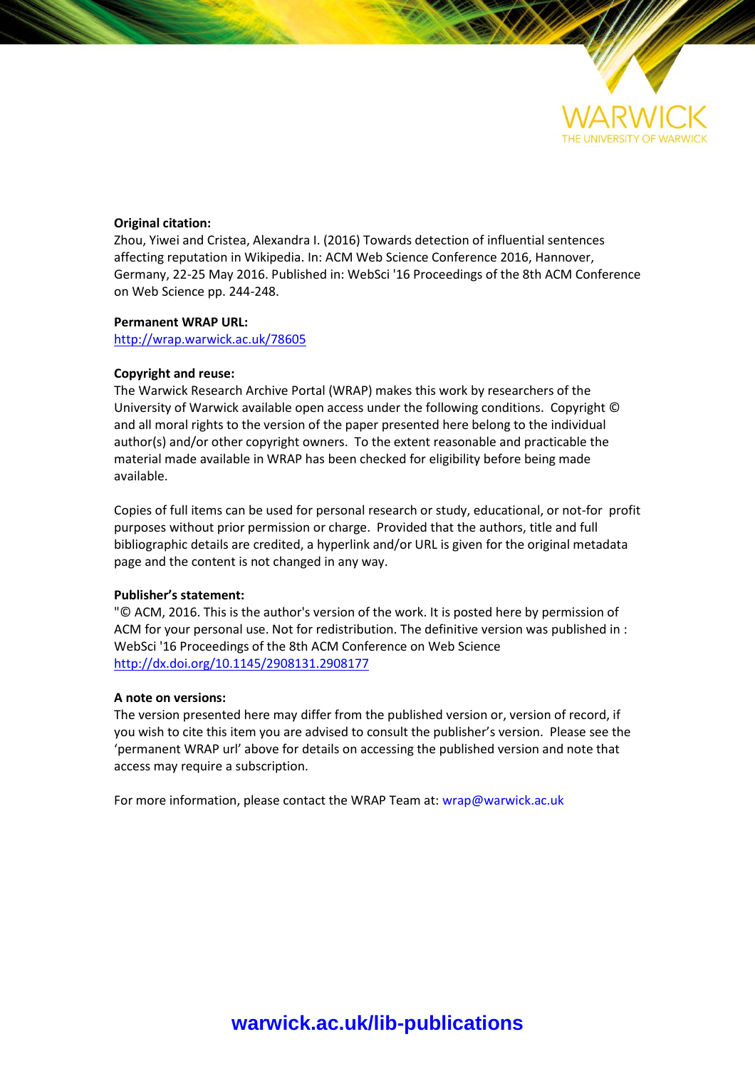**Original citation:**
Zhou, Yiwei and Cristea, Alexandra I. (2016) Towards detection of influential sentences affecting reputation in Wikipedia. In: ACM Web Science Conference 2016, Hannover, Germany, 22-25 May 2016. Published in: WebSci '16 Proceedings of the 8th ACM Conference on Web Science pp. 244-248.

**Permanent WRAP URL:**
http://wrap.warwick.ac.uk/78605

**Copyright and reuse:**
The Warwick Research Archive Portal (WRAP) makes this work by researchers of the University of Warwick available open access under the following conditions. Copyright © and all moral rights to the version of the paper presented here belong to the individual author(s) and/or other copyright owners. To the extent reasonable and practicable the material made available in WRAP has been checked for eligibility before being made available.

Copies of full items can be used for personal research or study, educational, or not-for profit purposes without prior permission or charge. Provided that the authors, title and full bibliographic details are credited, a hyperlink and/or URL is given for the original metadata page and the content is not changed in any way.

**Publisher's statement:**
"© ACM, 2016. This is the author's version of the work. It is posted here by permission of ACM for your personal use. Not for redistribution. The definitive version was published in : WebSci '16 Proceedings of the 8th ACM Conference on Web Science
http://dx.doi.org/10.1145/2908131.2908177

**A note on versions:**
The version presented here may differ from the published version or, version of record, if you wish to cite this item you are advised to consult the publisher's version. Please see the 'permanent WRAP url' above for details on accessing the published version and note that access may require a subscription.

For more information, please contact the WRAP Team at: wrap@warwick.ac.uk

**warwick.ac.uk/lib-publications**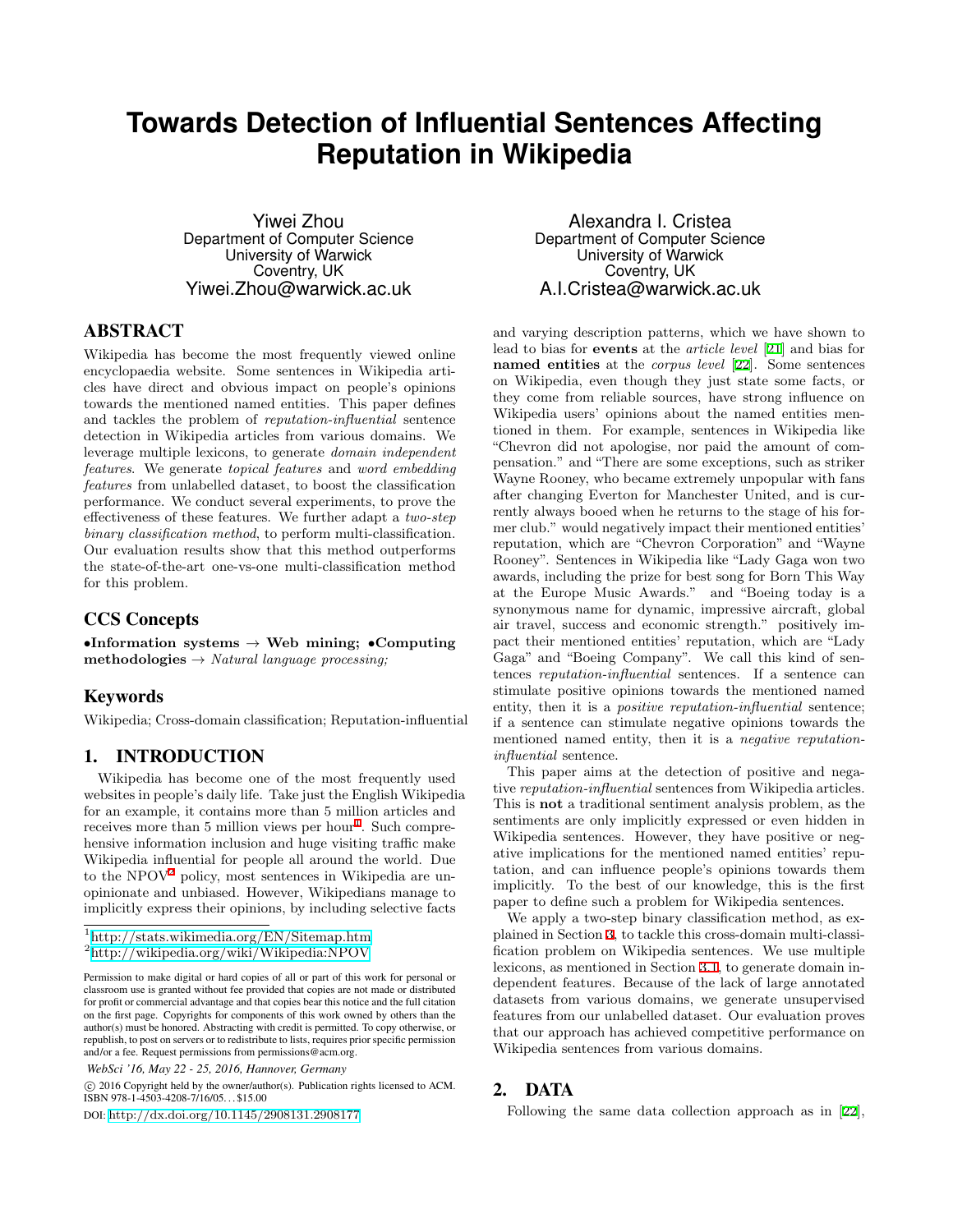# Towards Detection of Influential Sentences Affecting Reputation in Wikipedia

Yiwei Zhou
Department of Computer Science
University of Warwick
Coventry, UK
Yiwei.Zhou@warwick.ac.uk

Alexandra I. Cristea
Department of Computer Science
University of Warwick
Coventry, UK
A.I.Cristea@warwick.ac.uk

## ABSTRACT

Wikipedia has become the most frequently viewed online encyclopaedia website. Some sentences in Wikipedia articles have direct and obvious impact on people's opinions towards the mentioned named entities. This paper defines and tackles the problem of *reputation-influential* sentence detection in Wikipedia articles from various domains. We leverage multiple lexicons, to generate *domain independent features*. We generate *topical features* and *word embedding features* from unlabelled dataset, to boost the classification performance. We conduct several experiments, to prove the effectiveness of these features. We further adapt a *two-step binary classification method*, to perform multi-classification. Our evaluation results show that this method outperforms the state-of-the-art one-vs-one multi-classification method for this problem.

## CCS Concepts

**•Information systems** → **Web mining;** **•Computing methodologies** → *Natural language processing;*

## Keywords

Wikipedia; Cross-domain classification; Reputation-influential

## 1. INTRODUCTION

Wikipedia has become one of the most frequently used websites in people's daily life. Take just the English Wikipedia for an example, it contains more than 5 million articles and receives more than 5 million views per hour[1]. Such comprehensive information inclusion and huge visiting traffic make Wikipedia influential for people all around the world. Due to the NPOV[2] policy, most sentences in Wikipedia are unopinionate and unbiased. However, Wikipedians manage to implicitly express their opinions, by including selective facts and varying description patterns, which we have shown to lead to bias for **events** at the *article level* [21] and bias for **named entities** at the *corpus level* [22]. Some sentences on Wikipedia, even though they just state some facts, or they come from reliable sources, have strong influence on Wikipedia users' opinions about the named entities mentioned in them. For example, sentences in Wikipedia like "Chevron did not apologise, nor paid the amount of compensation." and "There are some exceptions, such as striker Wayne Rooney, who became extremely unpopular with fans after changing Everton for Manchester United, and is currently always booed when he returns to the stage of his former club." would negatively impact their mentioned entities' reputation, which are "Chevron Corporation" and "Wayne Rooney". Sentences in Wikipedia like "Lady Gaga won two awards, including the prize for best song for Born This Way at the Europe Music Awards." and "Boeing today is a synonymous name for dynamic, impressive aircraft, global air travel, success and economic strength." positively impact their mentioned entities' reputation, which are "Lady Gaga" and "Boeing Company". We call this kind of sentences *reputation-influential* sentences. If a sentence can stimulate positive opinions towards the mentioned named entity, then it is a *positive reputation-influential* sentence; if a sentence can stimulate negative opinions towards the mentioned named entity, then it is a *negative reputation-influential* sentence.

This paper aims at the detection of positive and negative *reputation-influential* sentences from Wikipedia articles. This is **not** a traditional sentiment analysis problem, as the sentiments are only implicitly expressed or even hidden in Wikipedia sentences. However, they have positive or negative implications for the mentioned named entities' reputation, and can influence people's opinions towards them implicitly. To the best of our knowledge, this is the first paper to define such a problem for Wikipedia sentences.

We apply a two-step binary classification method, as explained in Section 3, to tackle this cross-domain multi-classification problem on Wikipedia sentences. We use multiple lexicons, as mentioned in Section 3.1, to generate domain independent features. Because of the lack of large annotated datasets from various domains, we generate unsupervised features from our unlabelled dataset. Our evaluation proves that our approach has achieved competitive performance on Wikipedia sentences from various domains.

## 2. DATA

Following the same data collection approach as in [22],

---

[1] http://stats.wikimedia.org/EN/Sitemap.htm
[2] http://wikipedia.org/wiki/Wikipedia:NPOV

Permission to make digital or hard copies of all or part of this work for personal or classroom use is granted without fee provided that copies are not made or distributed for profit or commercial advantage and that copies bear this notice and the full citation on the first page. Copyrights for components of this work owned by others than the author(s) must be honored. Abstracting with credit is permitted. To copy otherwise, or republish, to post on servers or to redistribute to lists, requires prior specific permission and/or a fee. Request permissions from permissions@acm.org.

*WebSci '16, May 22 - 25, 2016, Hannover, Germany*

© 2016 Copyright held by the owner/author(s). Publication rights licensed to ACM. ISBN 978-1-4503-4208-7/16/05. . . $15.00

DOI: http://dx.doi.org/10.1145/2908131.2908177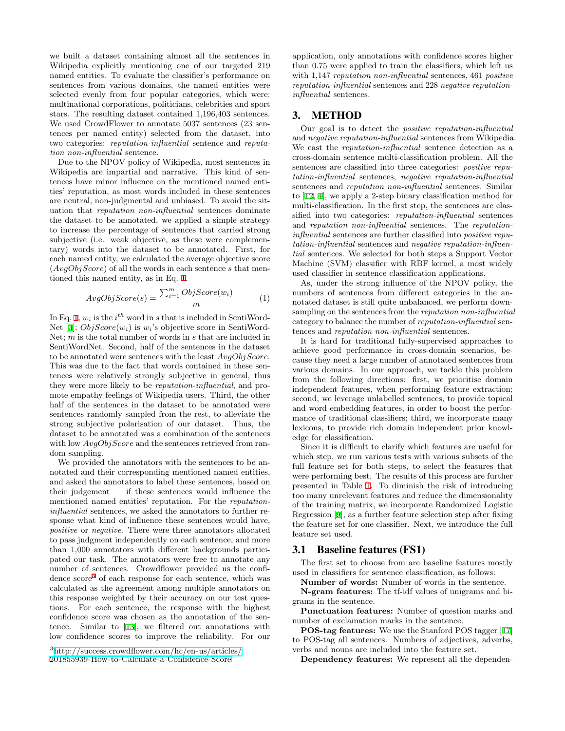we built a dataset containing almost all the sentences in Wikipedia explicitly mentioning one of our targeted 219 named entities. To evaluate the classifier's performance on sentences from various domains, the named entities were selected evenly from four popular categories, which were: multinational corporations, politicians, celebrities and sport stars. The resulting dataset contained 1,196,403 sentences. We used CrowdFlower to annotate 5037 sentences (23 sentences per named entity) selected from the dataset, into two categories: *reputation-influential* sentence and *reputation non-influential* sentence.

Due to the NPOV policy of Wikipedia, most sentences in Wikipedia are impartial and narrative. This kind of sentences have minor influence on the mentioned named entities' reputation, as most words included in these sentences are neutral, non-judgmental and unbiased. To avoid the situation that *reputation non-influential* sentences dominate the dataset to be annotated, we applied a simple strategy to increase the percentage of sentences that carried strong subjective (i.e. weak objective, as these were complementary) words into the dataset to be annotated. First, for each named entity, we calculated the average objective score ($AvgObjScore$) of all the words in each sentence $s$ that mentioned this named entity, as in Eq. 1.

$$AvgObjScore(s) = \frac{\sum_{i=1}^{m} ObjScore(w_i)}{m} \tag{1}$$

In Eq. 1, $w_i$ is the $i^{th}$ word in $s$ that is included in SentiWordNet [3]; $ObjScore(w_i)$ is $w_i$'s objective score in SentiWordNet; $m$ is the total number of words in $s$ that are included in SentiWordNet. Second, half of the sentences in the dataset to be annotated were sentences with the least $AvgObjScore$. This was due to the fact that words contained in these sentences were relatively strongly subjective in general, thus they were more likely to be *reputation-influential*, and promote empathy feelings of Wikipedia users. Third, the other half of the sentences in the dataset to be annotated were sentences randomly sampled from the rest, to alleviate the strong subjective polarisation of our dataset. Thus, the dataset to be annotated was a combination of the sentences with low $AvgObjScore$ and the sentences retrieved from random sampling.

We provided the annotators with the sentences to be annotated and their corresponding mentioned named entities, and asked the annotators to label these sentences, based on their judgement — if these sentences would influence the mentioned named entities' reputation. For the *reputation-influential* sentences, we asked the annotators to further response what kind of influence these sentences would have, *positive* or *negative*. There were three annotators allocated to pass judgment independently on each sentence, and more than 1,000 annotators with different backgrounds participated our task. The annotators were free to annotate any number of sentences. Crowdflower provided us the confidence score[3] of each response for each sentence, which was calculated as the agreement among multiple annotators on this response weighted by their accuracy on our test questions. For each sentence, the response with the highest confidence score was chosen as the annotation of the sentence. Similar to [13], we filtered out annotations with low confidence scores to improve the reliability. For our application, only annotations with confidence scores higher than 0.75 were applied to train the classifiers, which left us with 1,147 *reputation non-influential* sentences, 461 *positive reputation-influential* sentences and 228 *negative reputation-influential* sentences.

[3] http://success.crowdflower.com/hc/en-us/articles/201855939-How-to-Calculate-a-Confidence-Score

# 3. METHOD

Our goal is to detect the *positive reputation-influential* and *negative reputation-influential* sentences from Wikipedia. We cast the *reputation-influential* sentence detection as a cross-domain sentence multi-classification problem. All the sentences are classified into three categories: *positive reputation-influential* sentences, *negative reputation-influential* sentences and *reputation non-influential* sentences. Similar to [12, 4], we apply a 2-step binary classification method for multi-classification. In the first step, the sentences are classified into two categories: *reputation-influential* sentences and *reputation non-influential* sentences. The *reputation-influential* sentences are further classified into *positive reputation-influential* sentences and *negative reputation-influential* sentences. We selected for both steps a Support Vector Machine (SVM) classifier with RBF kernel, a most widely used classifier in sentence classification applications.

As, under the strong influence of the NPOV policy, the numbers of sentences from different categories in the annotated dataset is still quite unbalanced, we perform downsampling on the sentences from the *reputation non-influential* category to balance the number of *reputation-influential* sentences and *reputation non-influential* sentences.

It is hard for traditional fully-supervised approaches to achieve good performance in cross-domain scenarios, because they need a large number of annotated sentences from various domains. In our approach, we tackle this problem from the following directions: first, we prioritise domain independent features, when performing feature extraction; second, we leverage unlabelled sentences, to provide topical and word embedding features, in order to boost the performance of traditional classifiers; third, we incorporate many lexicons, to provide rich domain independent prior knowledge for classification.

Since it is difficult to clarify which features are useful for which step, we run various tests with various subsets of the full feature set for both steps, to select the features that were performing best. The results of this process are further presented in Table 1. To diminish the risk of introducing too many unrelevant features and reduce the dimensionality of the training matrix, we incorporate Randomized Logistic Regression [9], as a further feature selection step after fixing the feature set for one classifier. Next, we introduce the full feature set used.

## 3.1 Baseline features (FS1)

The first set to choose from are baseline features mostly used in classifiers for sentence classification, as follows:

**Number of words:** Number of words in the sentence.

**N-gram features:** The tf-idf values of unigrams and bigrams in the sentence.

**Punctuation features:** Number of question marks and number of exclamation marks in the sentence.

**POS-tag features:** We use the Stanford POS tagger [17] to POS-tag all sentences. Numbers of adjectives, adverbs, verbs and nouns are included into the feature set.

**Dependency features:** We represent all the dependen-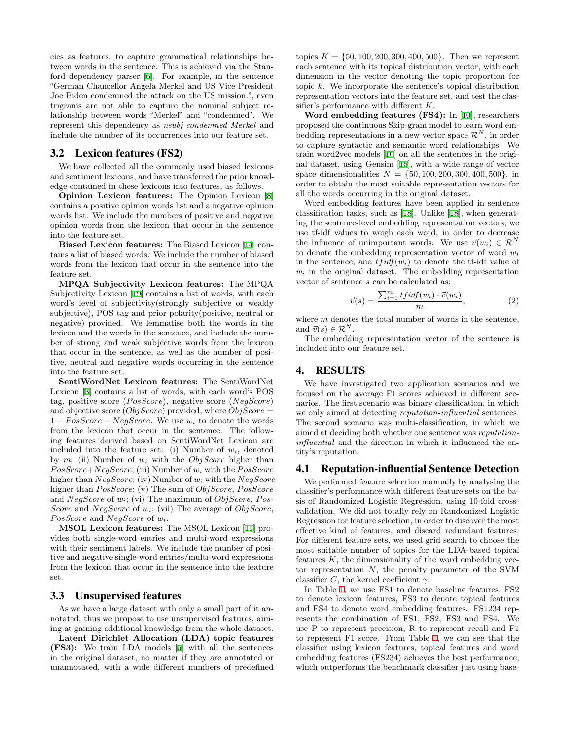cies as features, to capture grammatical relationships between words in the sentence. This is achieved via the Stanford dependency parser [6]. For example, in the sentence "German Chancellor Angela Merkel and US Vice President Joe Biden condemned the attack on the US mission.", even trigrams are not able to capture the nominal subject relationship between words "Merkel" and "condemned". We represent this dependency as *nsubj_condemned_Merkel* and include the number of its occurrences into our feature set.

## 3.2 Lexicon features (FS2)

We have collected all the commonly used biased lexicons and sentiment lexicons, and have transferred the prior knowledge contained in these lexicons into features, as follows.

**Opinion Lexicon features:** The Opinion Lexicon [8] contains a positive opinion words list and a negative opinion words list. We include the numbers of positive and negative opinion words from the lexicon that occur in the sentence into the feature set.

**Biased Lexicon features:** The Biased Lexicon [14] contains a list of biased words. We include the number of biased words from the lexicon that occur in the sentence into the feature set.

**MPQA Subjectivity Lexicon features:** The MPQA Subjectivity Lexicon [19] contains a list of words, with each word's level of subjectivity(strongly subjective or weakly subjective), POS tag and prior polarity(positive, neutral or negative) provided. We lemmatise both the words in the lexicon and the words in the sentence, and include the number of strong and weak subjective words from the lexicon that occur in the sentence, as well as the number of positive, neutral and negative words occurring in the sentence into the feature set.

**SentiWordNet Lexicon features:** The SentiWordNet Lexicon [3] contains a list of words, with each word's POS tag, positive score ($PosScore$), negative score ($NegScore$) and objective score ($ObjScore$) provided, where $ObjScore = 1 - PosScore - NegScore$. We use $w_i$ to denote the words from the lexicon that occur in the sentence. The following features derived based on SentiWordNet Lexicon are included into the feature set: (i) Number of $w_i$, denoted by $m$; (ii) Number of $w_i$ with the $ObjScore$ higher than $PosScore+NegScore$; (iii) Number of $w_i$ with the $PosScore$ higher than $NegScore$; (iv) Number of $w_i$ with the $NegScore$ higher than $PosScore$; (v) The sum of $ObjScore$, $PosScore$ and $NegScore$ of $w_i$; (vi) The maximum of $ObjScore$, $PosScore$ and $NegScore$ of $w_i$; (vii) The average of $ObjScore$, $PosScore$ and $NegScore$ of $w_i$.

**MSOL Lexicon features:** The MSOL Lexicon [11] provides both single-word entries and multi-word expressions with their sentiment labels. We include the number of positive and negative single-word entries/multi-word expressions from the lexicon that occur in the sentence into the feature set.

## 3.3 Unsupervised features

As we have a large dataset with only a small part of it annotated, thus we propose to use unsupervised features, aiming at gaining additional knowledge from the whole dataset.

**Latent Dirichlet Allocation (LDA) topic features (FS3):** We train LDA models [5] with all the sentences in the original dataset, no matter if they are annotated or unannotated, with a wide different numbers of predefined topics $K = \{50, 100, 200, 300, 400, 500\}$. Then we represent each sentence with its topical distribution vector, with each dimension in the vector denoting the topic proportion for topic $k$. We incorporate the sentence's topical distribution representation vectors into the feature set, and test the classifier's performance with different $K$.

**Word embedding features (FS4):** In [10], researchers proposed the continuous Skip-gram model to learn word embedding representations in a new vector space $\mathcal{R}^N$, in order to capture syntactic and semantic word relationships. We train word2vec models [10] on all the sentences in the original dataset, using Gensim [15], with a wide range of vector space dimensionalities $N = \{50, 100, 200, 300, 400, 500\}$, in order to obtain the most suitable representation vectors for all the words occurring in the original dataset.

Word embedding features have been applied in sentence classification tasks, such as [18]. Unlike [18], when generating the sentence-level embedding representation vectors, we use tf-idf values to weigh each word, in order to decrease the influence of unimportant words. We use $\vec{v}(w_i) \in \mathcal{R}^N$ to denote the embedding representation vector of word $w_i$ in the sentence, and $tfidf(w_i)$ to denote the tf-idf value of $w_i$ in the original dataset. The embedding representation vector of sentence $s$ can be calculated as:

$$\vec{v}(s) = \frac{\sum_{i=1}^{m} tfidf(w_i) \cdot \vec{v}(w_i)}{m}, \tag{2}$$

where $m$ denotes the total number of words in the sentence, and $\vec{v}(s) \in \mathcal{R}^N$.

The embedding representation vector of the sentence is included into our feature set.

# 4. RESULTS

We have investigated two application scenarios and we focused on the average F1 scores achieved in different scenarios. The first scenario was binary classification, in which we only aimed at detecting *reputation-influential* sentences. The second scenario was multi-classification, in which we aimed at deciding both whether one sentence was *reputation-influential* and the direction in which it influenced the entity's reputation.

## 4.1 Reputation-influential Sentence Detection

We performed feature selection manually by analysing the classifier's performance with different feature sets on the basis of Randomized Logistic Regression, using 10-fold cross-validation. We did not totally rely on Randomized Logistic Regression for feature selection, in order to discover the most effective kind of features, and discard redundant features. For different feature sets, we used grid search to choose the most suitable number of topics for the LDA-based topical features $K$, the dimensionality of the word embedding vector representation $N$, the penalty parameter of the SVM classifier $C$, the kernel coefficient $\gamma$.

In Table 1, we use FS1 to denote baseline features, FS2 to denote lexicon features, FS3 to denote topical features and FS4 to denote word embedding features. FS1234 represents the combination of FS1, FS2, FS3 and FS4. We use P to represent precision, R to represent recall and F1 to represent F1 score. From Table 1, we can see that the classifier using lexicon features, topical features and word embedding features (FS234) achieves the best performance, which outperforms the benchmark classifier just using base-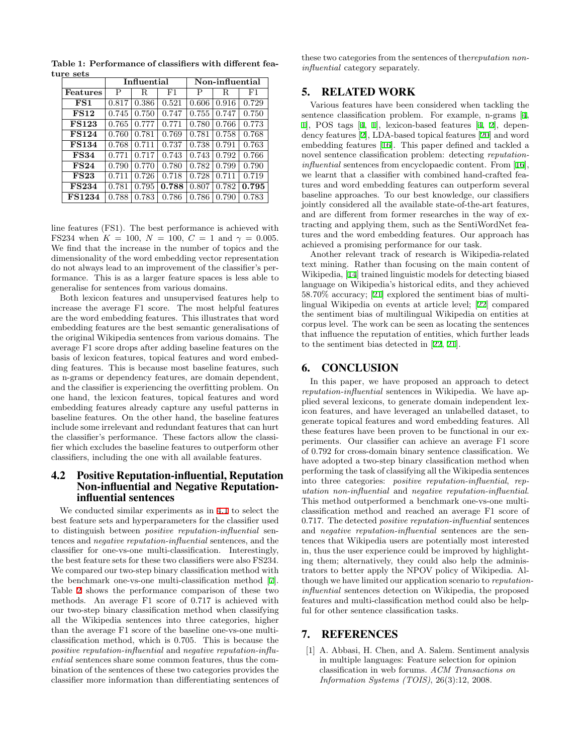**Table 1: Performance of classifiers with different feature sets**

| | Influential | | | Non-influential | | |
|---|---|---|---|---|---|---|
| **Features** | P | R | F1 | P | R | F1 |
| **FS1** | 0.817 | 0.386 | 0.521 | 0.606 | 0.916 | 0.729 |
| **FS12** | 0.745 | 0.750 | 0.747 | 0.755 | 0.747 | 0.750 |
| **FS123** | 0.765 | 0.777 | 0.771 | 0.780 | 0.766 | 0.773 |
| **FS124** | 0.760 | 0.781 | 0.769 | 0.781 | 0.758 | 0.768 |
| **FS134** | 0.768 | 0.711 | 0.737 | 0.738 | 0.791 | 0.763 |
| **FS34** | 0.771 | 0.717 | 0.743 | 0.743 | 0.792 | 0.766 |
| **FS24** | 0.790 | 0.770 | 0.780 | 0.782 | 0.799 | 0.790 |
| **FS23** | 0.711 | 0.726 | 0.718 | 0.728 | 0.711 | 0.719 |
| **FS234** | 0.781 | 0.795 | **0.788** | 0.807 | 0.782 | **0.795** |
| **FS1234** | 0.788 | 0.783 | 0.786 | 0.786 | 0.790 | 0.783 |

line features (FS1). The best performance is achieved with FS234 when $K = 100$, $N = 100$, $C = 1$ and $\gamma = 0.005$. We find that the increase in the number of topics and the dimensionality of the word embedding vector representation do not always lead to an improvement of the classifier's performance. This is as a larger feature spaces is less able to generalise for sentences from various domains.

Both lexicon features and unsupervised features help to increase the average F1 score. The most helpful features are the word embedding features. This illustrates that word embedding features are the best semantic generalisations of the original Wikipedia sentences from various domains. The average F1 score drops after adding baseline features on the basis of lexicon features, topical features and word embedding features. This is because most baseline features, such as n-grams or dependency features, are domain dependent, and the classifier is experiencing the overfitting problem. On one hand, the lexicon features, topical features and word embedding features already capture any useful patterns in baseline features. On the other hand, the baseline features include some irrelevant and redundant features that can hurt the classifier's performance. These factors allow the classifier which excludes the baseline features to outperform other classifiers, including the one with all available features.

### 4.2 Positive Reputation-influential, Reputation Non-influential and Negative Reputation-influential sentences

We conducted similar experiments as in 4.1 to select the best feature sets and hyperparameters for the classifier used to distinguish between *positive reputation-influential* sentences and *negative reputation-influential* sentences, and the classifier for one-vs-one multi-classification. Interestingly, the best feature sets for these two classifiers were also FS234. We compared our two-step binary classification method with the benchmark one-vs-one multi-classification method [7]. Table 2 shows the performance comparison of these two methods. An average F1 score of 0.717 is achieved with our two-step binary classification method when classifying all the Wikipedia sentences into three categories, higher than the average F1 score of the baseline one-vs-one multi-classification method, which is 0.705. This is because the *positive reputation-influential* and *negative reputation-influential* sentences share some common features, thus the combination of the sentences of these two categories provides the classifier more information than differentiating sentences of these two categories from the sentences of the*reputation non-influential* category separately.

## 5. RELATED WORK

Various features have been considered when tackling the sentence classification problem. For example, n-grams [4, 1], POS tags [4, 1], lexicon-based features [4, 2], dependency features [2], LDA-based topical features [20] and word embedding features [16]. This paper defined and tackled a novel sentence classification problem: detecting *reputation-influential* sentences from encyclopaedic content. From [16], we learnt that a classifier with combined hand-crafted features and word embedding features can outperform several baseline approaches. To our best knowledge, our classifiers jointly considered all the available state-of-the-art features, and are different from former researches in the way of extracting and applying them, such as the SentiWordNet features and the word embedding features. Our approach has achieved a promising performance for our task.

Another relevant track of research is Wikipedia-related text mining. Rather than focusing on the main content of Wikipedia, [14] trained linguistic models for detecting biased language on Wikipedia's historical edits, and they achieved 58.70% accuracy; [21] explored the sentiment bias of multilingual Wikipedia on events at article level; [22] compared the sentiment bias of multilingual Wikipedia on entities at corpus level. The work can be seen as locating the sentences that influence the reputation of entities, which further leads to the sentiment bias detected in [22, 21].

## 6. CONCLUSION

In this paper, we have proposed an approach to detect *reputation-influential* sentences in Wikipedia. We have applied several lexicons, to generate domain independent lexicon features, and have leveraged an unlabelled dataset, to generate topical features and word embedding features. All these features have been proven to be functional in our experiments. Our classifier can achieve an average F1 score of 0.792 for cross-domain binary sentence classification. We have adopted a two-step binary classification method when performing the task of classifying all the Wikipedia sentences into three categories: *positive reputation-influential*, *reputation non-influential* and *negative reputation-influential*. This method outperformed a benchmark one-vs-one multi-classification method and reached an average F1 score of 0.717. The detected *positive reputation-influential* sentences and *negative reputation-influential* sentences are the sentences that Wikipedia users are potentially most interested in, thus the user experience could be improved by highlighting them; alternatively, they could also help the administrators to better apply the NPOV policy of Wikipedia. Although we have limited our application scenario to *reputation-influential* sentences detection on Wikipedia, the proposed features and multi-classification method could also be helpful for other sentence classification tasks.

## 7. REFERENCES

[1] A. Abbasi, H. Chen, and A. Salem. Sentiment analysis in multiple languages: Feature selection for opinion classification in web forums. *ACM Transactions on Information Systems (TOIS)*, 26(3):12, 2008.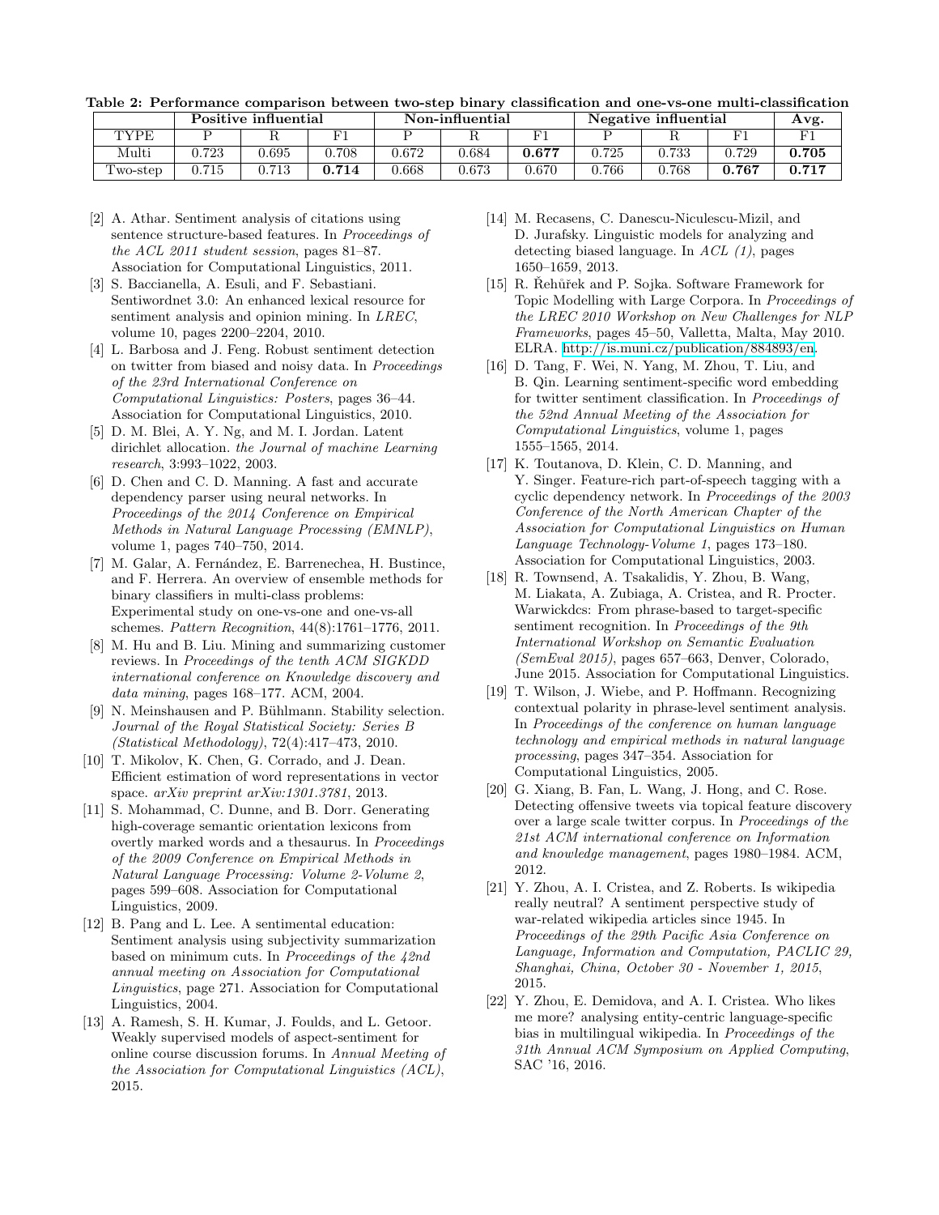Table 2: Performance comparison between two-step binary classification and one-vs-one multi-classification

| | Positive influential | | | Non-influential | | | Negative influential | | | Avg. |
|---|---|---|---|---|---|---|---|---|---|---|
| TYPE | P | R | F1 | P | R | F1 | P | R | F1 | F1 |
| Multi | 0.723 | 0.695 | 0.708 | 0.672 | 0.684 | **0.677** | 0.725 | 0.733 | 0.729 | **0.705** |
| Two-step | 0.715 | 0.713 | **0.714** | 0.668 | 0.673 | 0.670 | 0.766 | 0.768 | **0.767** | **0.717** |

[2] A. Athar. Sentiment analysis of citations using sentence structure-based features. In *Proceedings of the ACL 2011 student session*, pages 81–87. Association for Computational Linguistics, 2011.

[3] S. Baccianella, A. Esuli, and F. Sebastiani. Sentiwordnet 3.0: An enhanced lexical resource for sentiment analysis and opinion mining. In *LREC*, volume 10, pages 2200–2204, 2010.

[4] L. Barbosa and J. Feng. Robust sentiment detection on twitter from biased and noisy data. In *Proceedings of the 23rd International Conference on Computational Linguistics: Posters*, pages 36–44. Association for Computational Linguistics, 2010.

[5] D. M. Blei, A. Y. Ng, and M. I. Jordan. Latent dirichlet allocation. *the Journal of machine Learning research*, 3:993–1022, 2003.

[6] D. Chen and C. D. Manning. A fast and accurate dependency parser using neural networks. In *Proceedings of the 2014 Conference on Empirical Methods in Natural Language Processing (EMNLP)*, volume 1, pages 740–750, 2014.

[7] M. Galar, A. Fernández, E. Barrenechea, H. Bustince, and F. Herrera. An overview of ensemble methods for binary classifiers in multi-class problems: Experimental study on one-vs-one and one-vs-all schemes. *Pattern Recognition*, 44(8):1761–1776, 2011.

[8] M. Hu and B. Liu. Mining and summarizing customer reviews. In *Proceedings of the tenth ACM SIGKDD international conference on Knowledge discovery and data mining*, pages 168–177. ACM, 2004.

[9] N. Meinshausen and P. Bühlmann. Stability selection. *Journal of the Royal Statistical Society: Series B (Statistical Methodology)*, 72(4):417–473, 2010.

[10] T. Mikolov, K. Chen, G. Corrado, and J. Dean. Efficient estimation of word representations in vector space. *arXiv preprint arXiv:1301.3781*, 2013.

[11] S. Mohammad, C. Dunne, and B. Dorr. Generating high-coverage semantic orientation lexicons from overtly marked words and a thesaurus. In *Proceedings of the 2009 Conference on Empirical Methods in Natural Language Processing: Volume 2-Volume 2*, pages 599–608. Association for Computational Linguistics, 2009.

[12] B. Pang and L. Lee. A sentimental education: Sentiment analysis using subjectivity summarization based on minimum cuts. In *Proceedings of the 42nd annual meeting on Association for Computational Linguistics*, page 271. Association for Computational Linguistics, 2004.

[13] A. Ramesh, S. H. Kumar, J. Foulds, and L. Getoor. Weakly supervised models of aspect-sentiment for online course discussion forums. In *Annual Meeting of the Association for Computational Linguistics (ACL)*, 2015.

[14] M. Recasens, C. Danescu-Niculescu-Mizil, and D. Jurafsky. Linguistic models for analyzing and detecting biased language. In *ACL (1)*, pages 1650–1659, 2013.

[15] R. Řehůřek and P. Sojka. Software Framework for Topic Modelling with Large Corpora. In *Proceedings of the LREC 2010 Workshop on New Challenges for NLP Frameworks*, pages 45–50, Valletta, Malta, May 2010. ELRA. http://is.muni.cz/publication/884893/en.

[16] D. Tang, F. Wei, N. Yang, M. Zhou, T. Liu, and B. Qin. Learning sentiment-specific word embedding for twitter sentiment classification. In *Proceedings of the 52nd Annual Meeting of the Association for Computational Linguistics*, volume 1, pages 1555–1565, 2014.

[17] K. Toutanova, D. Klein, C. D. Manning, and Y. Singer. Feature-rich part-of-speech tagging with a cyclic dependency network. In *Proceedings of the 2003 Conference of the North American Chapter of the Association for Computational Linguistics on Human Language Technology-Volume 1*, pages 173–180. Association for Computational Linguistics, 2003.

[18] R. Townsend, A. Tsakalidis, Y. Zhou, B. Wang, M. Liakata, A. Zubiaga, A. Cristea, and R. Procter. Warwickdcs: From phrase-based to target-specific sentiment recognition. In *Proceedings of the 9th International Workshop on Semantic Evaluation (SemEval 2015)*, pages 657–663, Denver, Colorado, June 2015. Association for Computational Linguistics.

[19] T. Wilson, J. Wiebe, and P. Hoffmann. Recognizing contextual polarity in phrase-level sentiment analysis. In *Proceedings of the conference on human language technology and empirical methods in natural language processing*, pages 347–354. Association for Computational Linguistics, 2005.

[20] G. Xiang, B. Fan, L. Wang, J. Hong, and C. Rose. Detecting offensive tweets via topical feature discovery over a large scale twitter corpus. In *Proceedings of the 21st ACM international conference on Information and knowledge management*, pages 1980–1984. ACM, 2012.

[21] Y. Zhou, A. I. Cristea, and Z. Roberts. Is wikipedia really neutral? A sentiment perspective study of war-related wikipedia articles since 1945. In *Proceedings of the 29th Pacific Asia Conference on Language, Information and Computation, PACLIC 29, Shanghai, China, October 30 - November 1, 2015*, 2015.

[22] Y. Zhou, E. Demidova, and A. I. Cristea. Who likes me more? analysing entity-centric language-specific bias in multilingual wikipedia. In *Proceedings of the 31th Annual ACM Symposium on Applied Computing*, SAC '16, 2016.